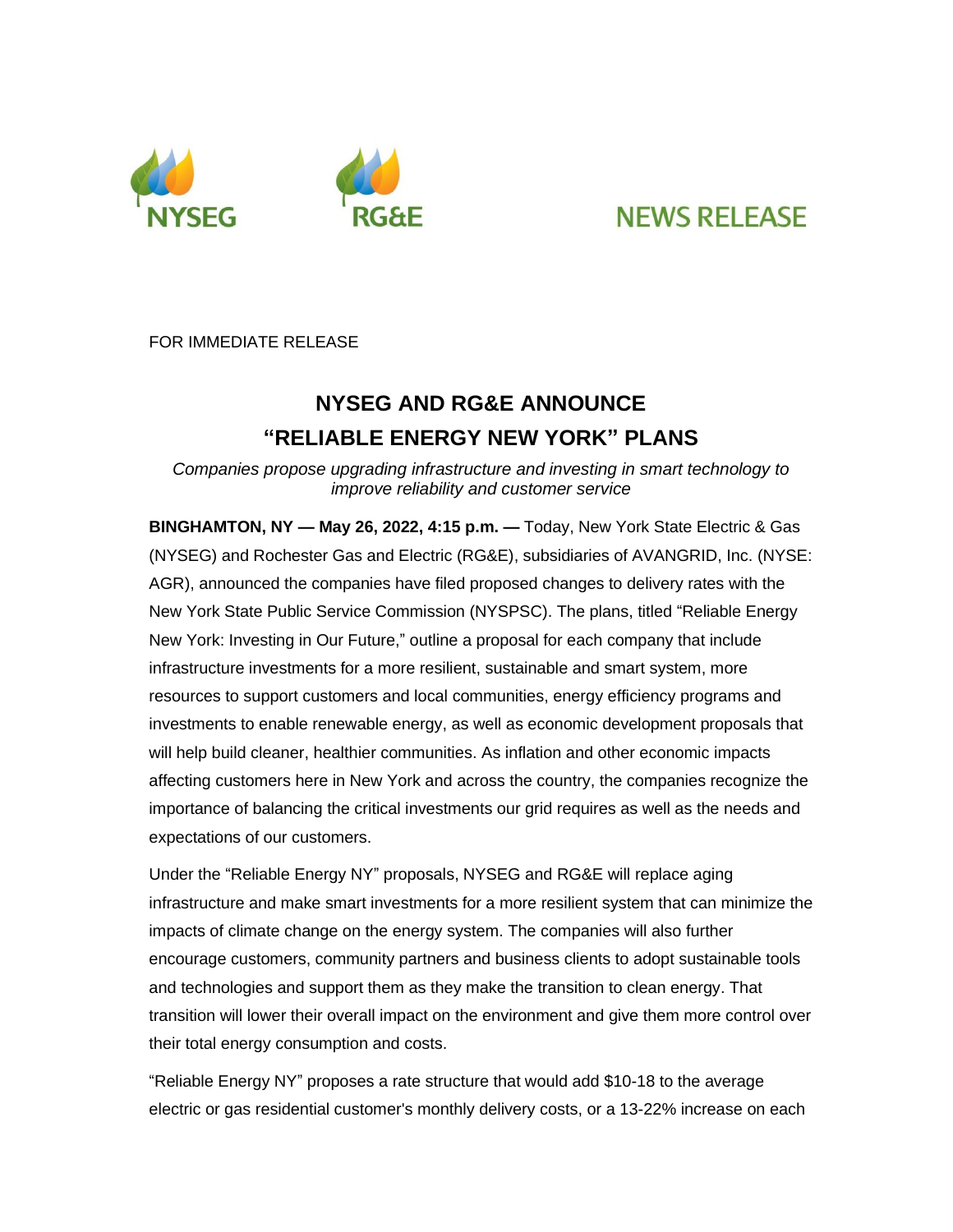NYSEG RG&E NEWS RELEASE

FOR IMMEDIATE RELEASE

# NYSEG AND RG&E ANNOUNCE "RELIABLE ENERGY NEW YORK" PLANS

*Companies propose upgrading infrastructure and investing in smart technology to improve reliability and customer service*

**BINGHAMTON, NY — May 26, 2022, 4:15 p.m. —** Today, New York State Electric & Gas (NYSEG) and Rochester Gas and Electric (RG&E), subsidiaries of AVANGRID, Inc. (NYSE: AGR), announced the companies have filed proposed changes to delivery rates with the New York State Public Service Commission (NYSPSC). The plans, titled "Reliable Energy New York: Investing in Our Future," outline a proposal for each company that include infrastructure investments for a more resilient, sustainable and smart system, more resources to support customers and local communities, energy efficiency programs and investments to enable renewable energy, as well as economic development proposals that will help build cleaner, healthier communities. As inflation and other economic impacts affecting customers here in New York and across the country, the companies recognize the importance of balancing the critical investments our grid requires as well as the needs and expectations of our customers.

Under the "Reliable Energy NY" proposals, NYSEG and RG&E will replace aging infrastructure and make smart investments for a more resilient system that can minimize the impacts of climate change on the energy system. The companies will also further encourage customers, community partners and business clients to adopt sustainable tools and technologies and support them as they make the transition to clean energy. That transition will lower their overall impact on the environment and give them more control over their total energy consumption and costs.

"Reliable Energy NY" proposes a rate structure that would add $10-18 to the average electric or gas residential customer's monthly delivery costs, or a 13-22% increase on each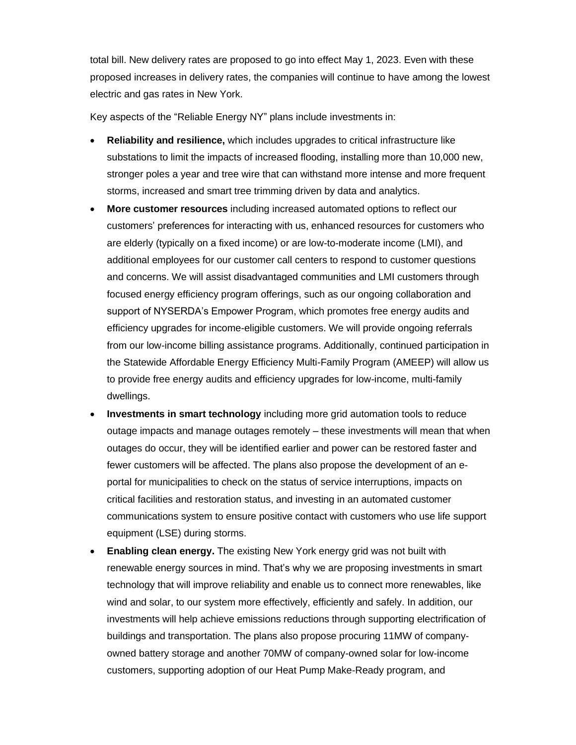total bill. New delivery rates are proposed to go into effect May 1, 2023. Even with these proposed increases in delivery rates, the companies will continue to have among the lowest electric and gas rates in New York.

Key aspects of the "Reliable Energy NY" plans include investments in:

- **Reliability and resilience,** which includes upgrades to critical infrastructure like substations to limit the impacts of increased flooding, installing more than 10,000 new, stronger poles a year and tree wire that can withstand more intense and more frequent storms, increased and smart tree trimming driven by data and analytics.
- **More customer resources** including increased automated options to reflect our customers' preferences for interacting with us, enhanced resources for customers who are elderly (typically on a fixed income) or are low-to-moderate income (LMI), and additional employees for our customer call centers to respond to customer questions and concerns. We will assist disadvantaged communities and LMI customers through focused energy efficiency program offerings, such as our ongoing collaboration and support of NYSERDA's Empower Program, which promotes free energy audits and efficiency upgrades for income-eligible customers. We will provide ongoing referrals from our low-income billing assistance programs. Additionally, continued participation in the Statewide Affordable Energy Efficiency Multi-Family Program (AMEEP) will allow us to provide free energy audits and efficiency upgrades for low-income, multi-family dwellings.
- **Investments in smart technology** including more grid automation tools to reduce outage impacts and manage outages remotely – these investments will mean that when outages do occur, they will be identified earlier and power can be restored faster and fewer customers will be affected. The plans also propose the development of an e-portal for municipalities to check on the status of service interruptions, impacts on critical facilities and restoration status, and investing in an automated customer communications system to ensure positive contact with customers who use life support equipment (LSE) during storms.
- **Enabling clean energy.** The existing New York energy grid was not built with renewable energy sources in mind. That's why we are proposing investments in smart technology that will improve reliability and enable us to connect more renewables, like wind and solar, to our system more effectively, efficiently and safely. In addition, our investments will help achieve emissions reductions through supporting electrification of buildings and transportation. The plans also propose procuring 11MW of company-owned battery storage and another 70MW of company-owned solar for low-income customers, supporting adoption of our Heat Pump Make-Ready program, and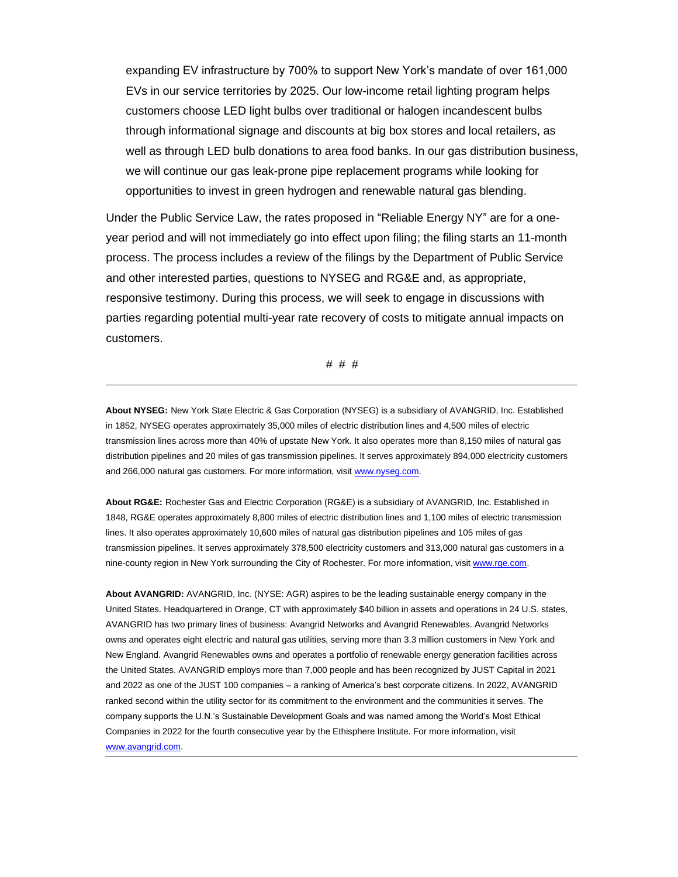expanding EV infrastructure by 700% to support New York's mandate of over 161,000 EVs in our service territories by 2025. Our low-income retail lighting program helps customers choose LED light bulbs over traditional or halogen incandescent bulbs through informational signage and discounts at big box stores and local retailers, as well as through LED bulb donations to area food banks. In our gas distribution business, we will continue our gas leak-prone pipe replacement programs while looking for opportunities to invest in green hydrogen and renewable natural gas blending.

Under the Public Service Law, the rates proposed in "Reliable Energy NY" are for a one-year period and will not immediately go into effect upon filing; the filing starts an 11-month process. The process includes a review of the filings by the Department of Public Service and other interested parties, questions to NYSEG and RG&E and, as appropriate, responsive testimony. During this process, we will seek to engage in discussions with parties regarding potential multi-year rate recovery of costs to mitigate annual impacts on customers.

# # #

---

**About NYSEG:** New York State Electric & Gas Corporation (NYSEG) is a subsidiary of AVANGRID, Inc. Established in 1852, NYSEG operates approximately 35,000 miles of electric distribution lines and 4,500 miles of electric transmission lines across more than 40% of upstate New York. It also operates more than 8,150 miles of natural gas distribution pipelines and 20 miles of gas transmission pipelines. It serves approximately 894,000 electricity customers and 266,000 natural gas customers. For more information, visit www.nyseg.com.

**About RG&E:** Rochester Gas and Electric Corporation (RG&E) is a subsidiary of AVANGRID, Inc. Established in 1848, RG&E operates approximately 8,800 miles of electric distribution lines and 1,100 miles of electric transmission lines. It also operates approximately 10,600 miles of natural gas distribution pipelines and 105 miles of gas transmission pipelines. It serves approximately 378,500 electricity customers and 313,000 natural gas customers in a nine-county region in New York surrounding the City of Rochester. For more information, visit www.rge.com.

**About AVANGRID:** AVANGRID, Inc. (NYSE: AGR) aspires to be the leading sustainable energy company in the United States. Headquartered in Orange, CT with approximately $40 billion in assets and operations in 24 U.S. states, AVANGRID has two primary lines of business: Avangrid Networks and Avangrid Renewables. Avangrid Networks owns and operates eight electric and natural gas utilities, serving more than 3.3 million customers in New York and New England. Avangrid Renewables owns and operates a portfolio of renewable energy generation facilities across the United States. AVANGRID employs more than 7,000 people and has been recognized by JUST Capital in 2021 and 2022 as one of the JUST 100 companies – a ranking of America's best corporate citizens. In 2022, AVANGRID ranked second within the utility sector for its commitment to the environment and the communities it serves. The company supports the U.N.'s Sustainable Development Goals and was named among the World's Most Ethical Companies in 2022 for the fourth consecutive year by the Ethisphere Institute. For more information, visit www.avangrid.com.

---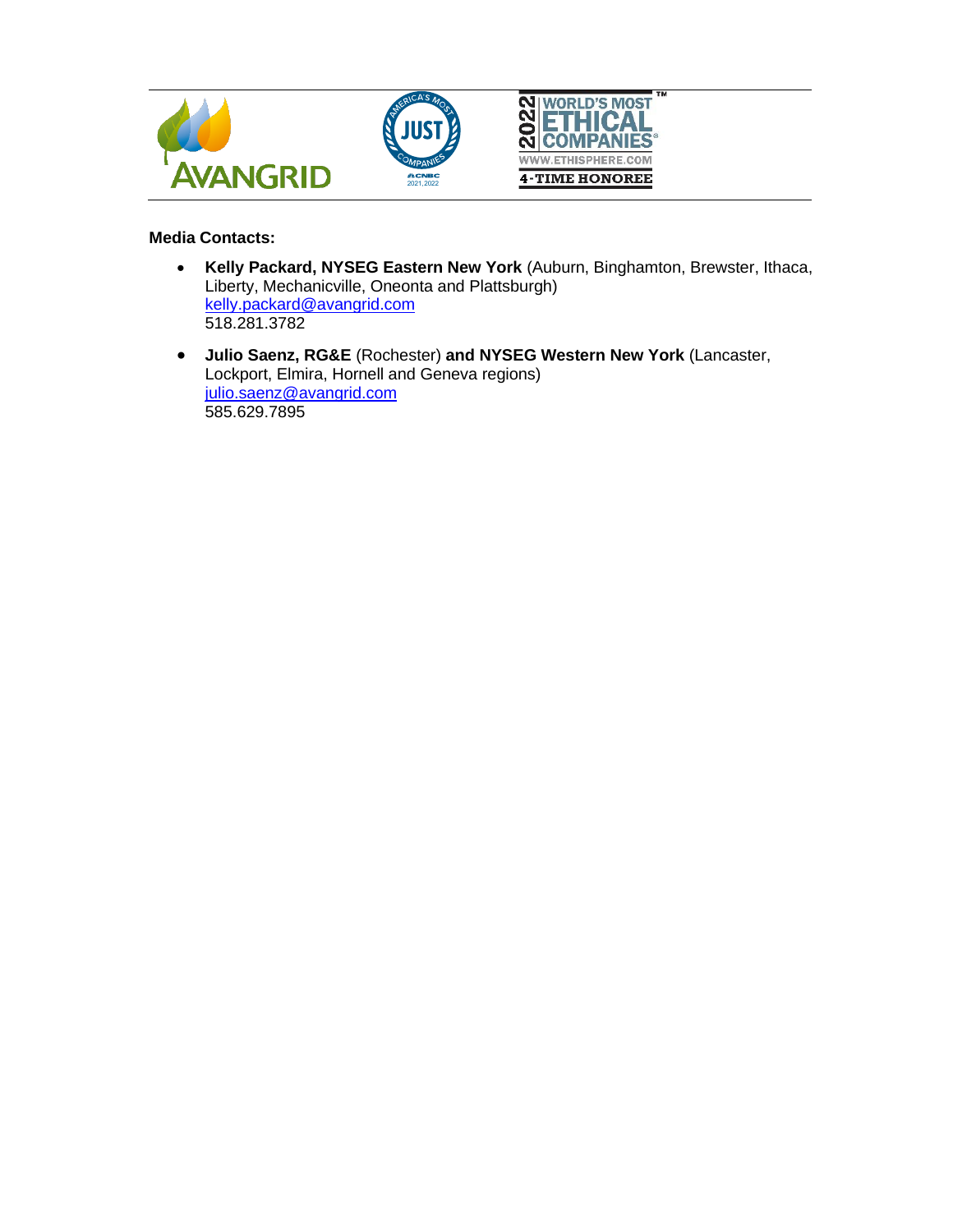**Media Contacts:**

- **Kelly Packard, NYSEG Eastern New York** (Auburn, Binghamton, Brewster, Ithaca, Liberty, Mechanicville, Oneonta and Plattsburgh)
  kelly.packard@avangrid.com
  518.281.3782

- **Julio Saenz, RG&E** (Rochester) **and NYSEG Western New York** (Lancaster, Lockport, Elmira, Hornell and Geneva regions)
  julio.saenz@avangrid.com
  585.629.7895